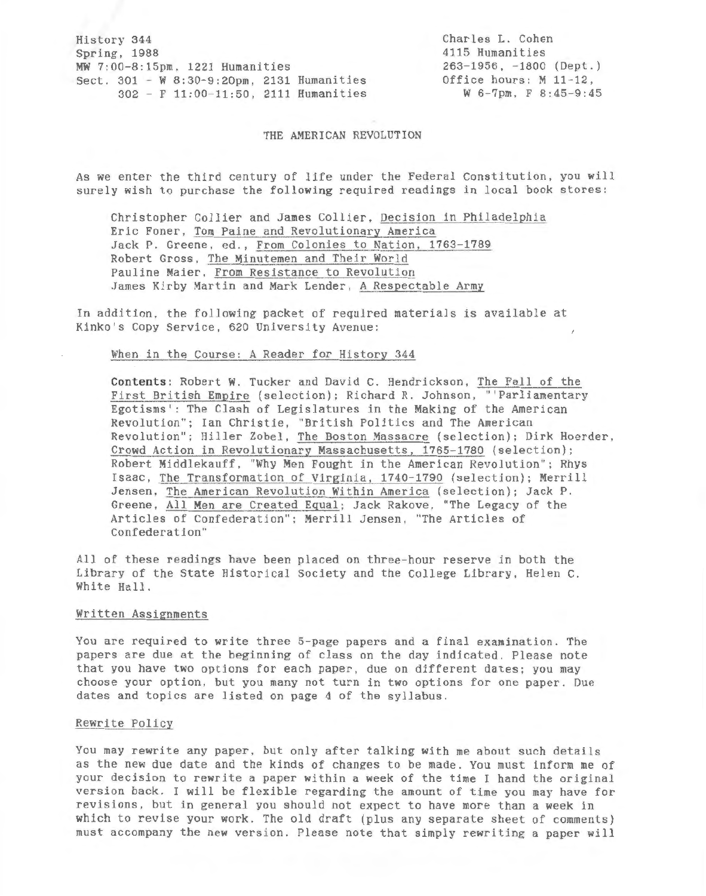History 344
Spring, 1988
MW 7:00-8:15pm, 1221 Humanities
Sect. 301 - W 8:30-9:20pm, 2131 Humanities
302 - F 11:00-11:50, 2111 Humanities

Charles L. Cohen
4115 Humanities
263-1956, -1800 (Dept.)
Office hours: M 11-12,
W 6-7pm, F 8:45-9:45

# THE AMERICAN REVOLUTION

As we enter the third century of life under the Federal Constitution, you will surely wish to purchase the following required readings in local book stores:

> Christopher Collier and James Collier, Decision in Philadelphia
> Eric Foner, Tom Paine and Revolutionary America
> Jack P. Greene, ed., From Colonies to Nation, 1763-1789
> Robert Gross, The Minutemen and Their World
> Pauline Maier, From Resistance to Revolution
> James Kirby Martin and Mark Lender, A Respectable Army

In addition, the following packet of required materials is available at Kinko's Copy Service, 620 University Avenue:

> When in the Course: A Reader for History 344
>
> **Contents**: Robert W. Tucker and David C. Hendrickson, The Fall of the First British Empire (selection); Richard R. Johnson, "'Parliamentary Egotisms': The Clash of Legislatures in the Making of the American Revolution"; Ian Christie, "British Politics and The American Revolution"; Hiller Zobel, The Boston Massacre (selection); Dirk Hoerder, Crowd Action in Revolutionary Massachusetts, 1765-1780 (selection); Robert Middlekauff, "Why Men Fought in the American Revolution"; Rhys Isaac, The Transformation of Virginia, 1740-1790 (selection); Merrill Jensen, The American Revolution Within America (selection); Jack P. Greene, All Men are Created Equal; Jack Rakove, "The Legacy of the Articles of Confederation"; Merrill Jensen, "The Articles of Confederation"

All of these readings have been placed on three-hour reserve in both the Library of the State Historical Society and the College Library, Helen C. White Hall.

## Written Assignments

You are required to write three 5-page papers and a final examination. The papers are due at the beginning of class on the day indicated. Please note that you have two options for each paper, due on different dates; you may choose your option, but you many not turn in two options for one paper. Due dates and topics are listed on page 4 of the syllabus.

## Rewrite Policy

You may rewrite any paper, but only after talking with me about such details as the new due date and the kinds of changes to be made. You must inform me of your decision to rewrite a paper within a week of the time I hand the original version back. I will be flexible regarding the amount of time you may have for revisions, but in general you should not expect to have more than a week in which to revise your work. The old draft (plus any separate sheet of comments) must accompany the new version. Please note that simply rewriting a paper will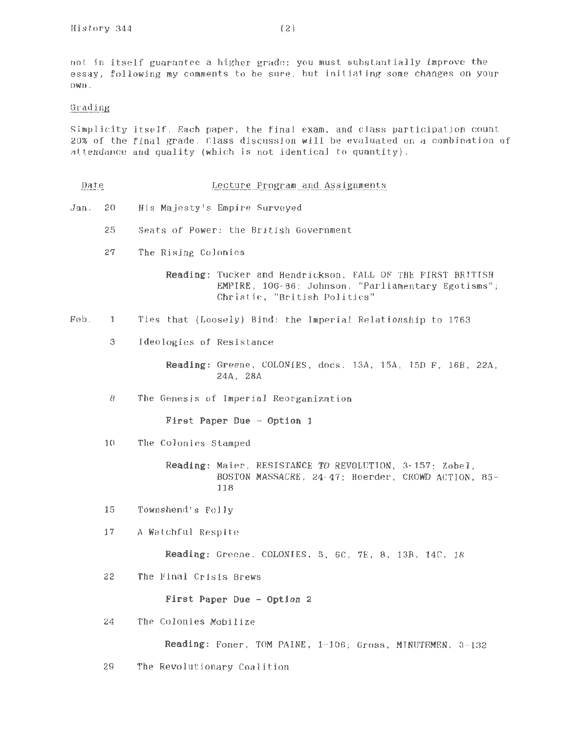not in itself guarantee a higher grade; you must substantially improve the essay, following my comments to be sure, but initiating some changes on your own.

## Grading

Simplicity itself. Each paper, the final exam, and class participation count 20% of the final grade. Class discussion will be evaluated on a combination of attendance and quality (which is not identical to quantity).

| Date | Lecture Program and Assignments |
|---|---|
| Jan. 20 | His Majesty's Empire Surveyed |
| 25 | Seats of Power: the British Government |
| 27 | The Rising Colonies |
| | **Reading:** Tucker and Hendrickson, FALL OF THE FIRST BRITISH EMPIRE, 106-86; Johnson, "Parliamentary Egotisms"; Christie, "British Politics" |
| Feb. 1 | Ties that (Loosely) Bind: the Imperial Relationship to 1763 |
| 3 | Ideologies of Resistance |
| | **Reading:** Greene, COLONIES, docs. 13A, 15A, 15D F, 16B, 22A, 24A, 28A |
| 8 | The Genesis of Imperial Reorganization |
| | **First Paper Due - Option 1** |
| 10 | The Colonies Stamped |
| | **Reading:** Maier, RESISTANCE TO REVOLUTION, 3-157; Zobel, BOSTON MASSACRE, 24-47; Hoerder, CROWD ACTION, 85-118 |
| 15 | Townshend's Folly |
| 17 | A Watchful Respite |
| | **Reading:** Greene, COLONIES, 5, 6C, 7E, 8, 13B, 14C, 18 |
| 22 | The Final Crisis Brews |
| | **First Paper Due - Option 2** |
| 24 | The Colonies Mobilize |
| | **Reading:** Foner, TOM PAINE, 1-106; Gross, MINUTEMEN, 3-132 |
| 29 | The Revolutionary Coalition |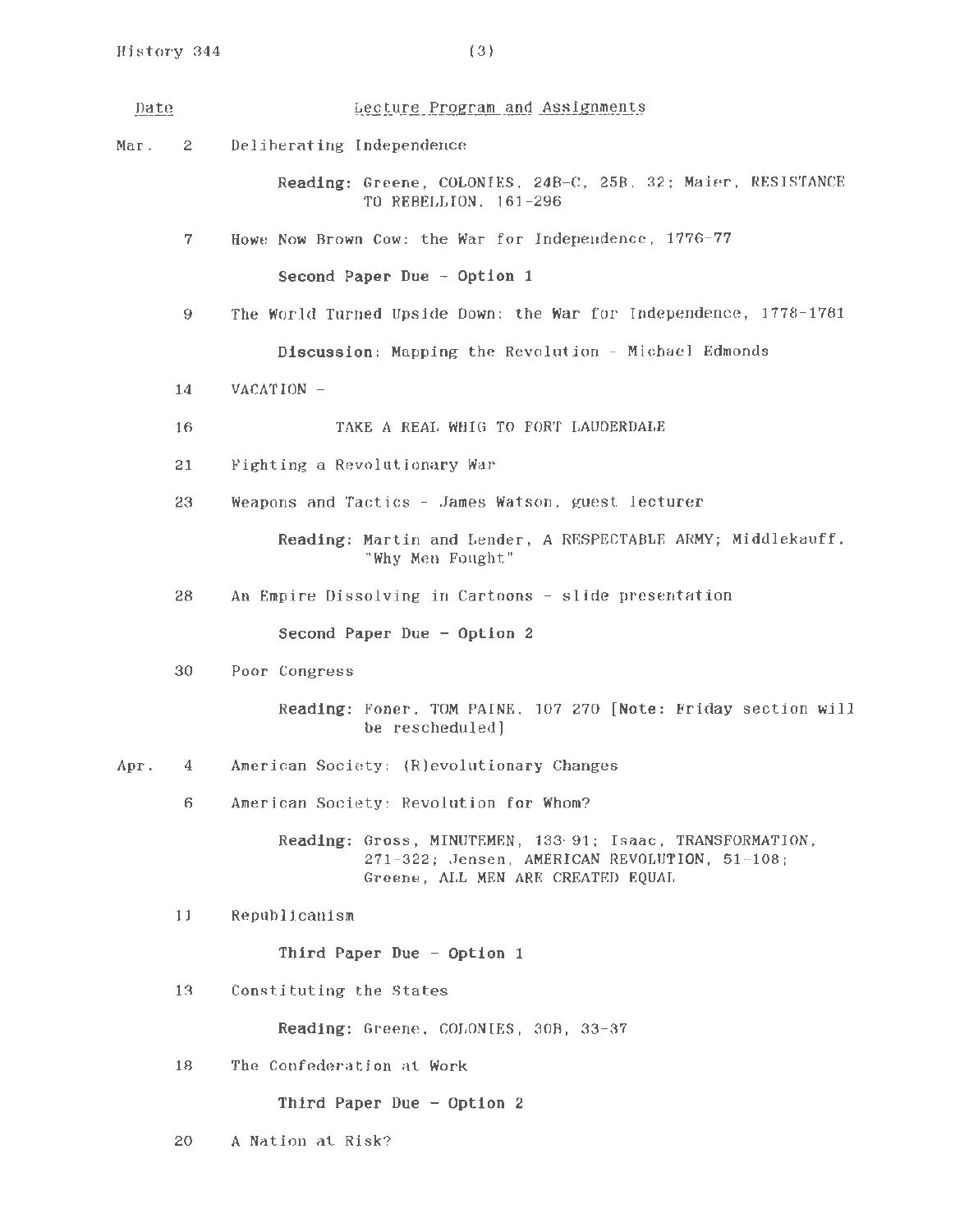| Date | Lecture Program and Assignments |
|---|---|
| Mar. 2 | Deliberating Independence |
| | **Reading:** Greene, COLONIES, 24B-C, 25B, 32; Maier, RESISTANCE TO REBELLION, 161-296 |
| 7 | Howe Now Brown Cow: the War for Independence, 1776-77 |
| | **Second Paper Due - Option 1** |
| 9 | The World Turned Upside Down: the War for Independence, 1778-1781 |
| | **Discussion**: Mapping the Revolution - Michael Edmonds |
| 14 | VACATION - |
| 16 | TAKE A REAL WHIG TO FORT LAUDERDALE |
| 21 | Fighting a Revolutionary War |
| 23 | Weapons and Tactics - James Watson, guest lecturer |
| | **Reading:** Martin and Lender, A RESPECTABLE ARMY; Middlekauff, "Why Men Fought" |
| 28 | An Empire Dissolving in Cartoons - slide presentation |
| | **Second Paper Due - Option 2** |
| 30 | Poor Congress |
| | **Reading:** Foner, TOM PAINE, 107-270 [**Note:** Friday section will be rescheduled] |
| Apr. 4 | American Society: (R)evolutionary Changes |
| 6 | American Society: Revolution for Whom? |
| | **Reading:** Gross, MINUTEMEN, 133-91; Isaac, TRANSFORMATION, 271-322; Jensen, AMERICAN REVOLUTION, 51-108; Greene, ALL MEN ARE CREATED EQUAL |
| 11 | Republicanism |
| | **Third Paper Due - Option 1** |
| 13 | Constituting the States |
| | **Reading:** Greene, COLONIES, 30B, 33-37 |
| 18 | The Confederation at Work |
| | **Third Paper Due - Option 2** |
| 20 | A Nation at Risk? |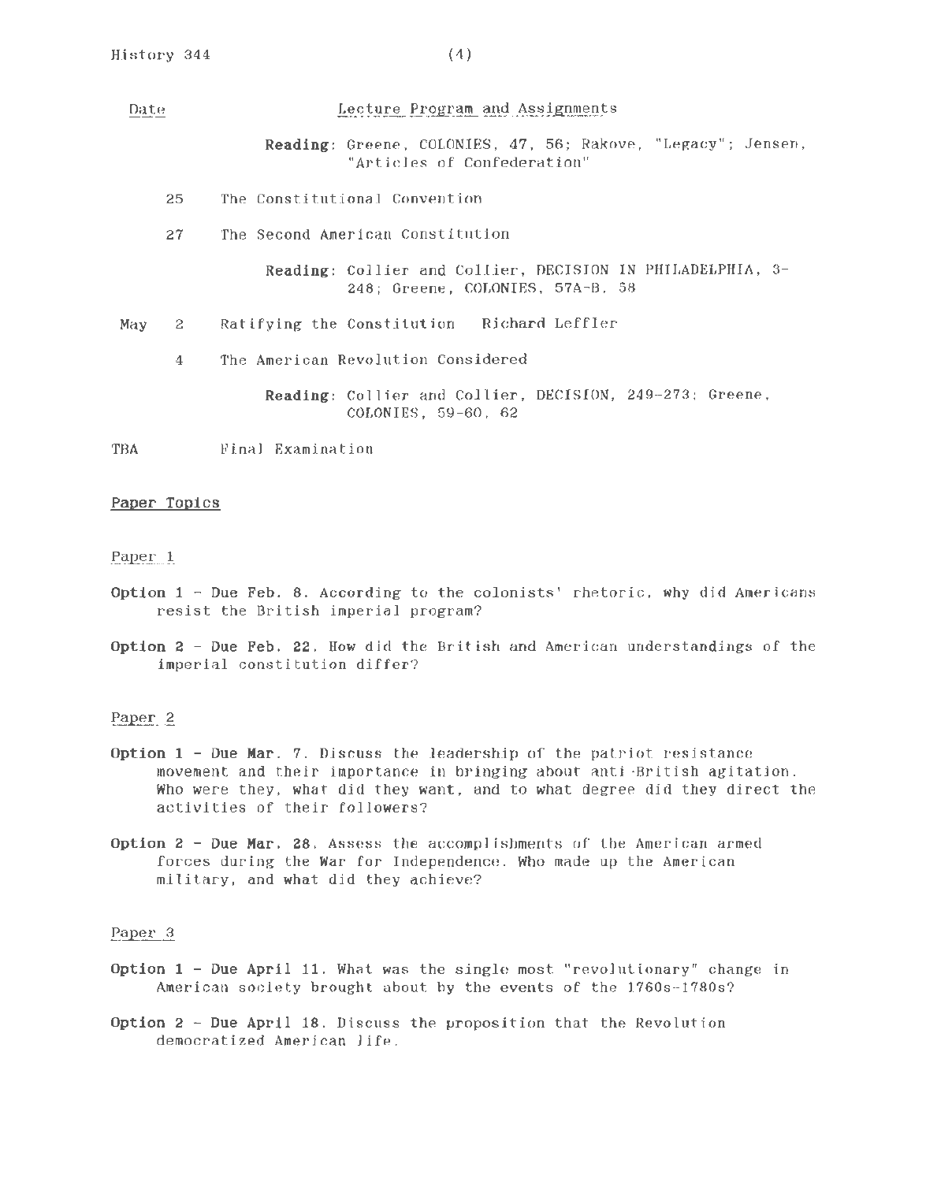| Date | Lecture Program and Assignments |
| --- | --- |
| | **Reading**: Greene, COLONIES, 47, 56; Rakove, "Legacy"; Jensen, "Articles of Confederation" |
| 25 | The Constitutional Convention |
| 27 | The Second American Constitution |
| | **Reading**: Collier and Collier, DECISION IN PHILADELPHIA, 3-248; Greene, COLONIES, 57A-B, 58 |
| May 2 | Ratifying the Constitution Richard Leffler |
| 4 | The American Revolution Considered |
| | **Reading**: Collier and Collier, DECISION, 249-273; Greene, COLONIES, 59-60, 62 |
| TBA | Final Examination |

## Paper Topics

### Paper 1

**Option 1 - Due Feb. 8.** According to the colonists' rhetoric, why did Americans resist the British imperial program?

**Option 2 - Due Feb. 22.** How did the British and American understandings of the imperial constitution differ?

### Paper 2

**Option 1 - Due Mar. 7.** Discuss the leadership of the patriot resistance movement and their importance in bringing about anti-British agitation. Who were they, what did they want, and to what degree did they direct the activities of their followers?

**Option 2 - Due Mar. 28.** Assess the accomplishments of the American armed forces during the War for Independence. Who made up the American military, and what did they achieve?

### Paper 3

**Option 1 - Due April 11.** What was the single most "revolutionary" change in American society brought about by the events of the 1760s-1780s?

**Option 2 - Due April 18.** Discuss the proposition that the Revolution democratized American life.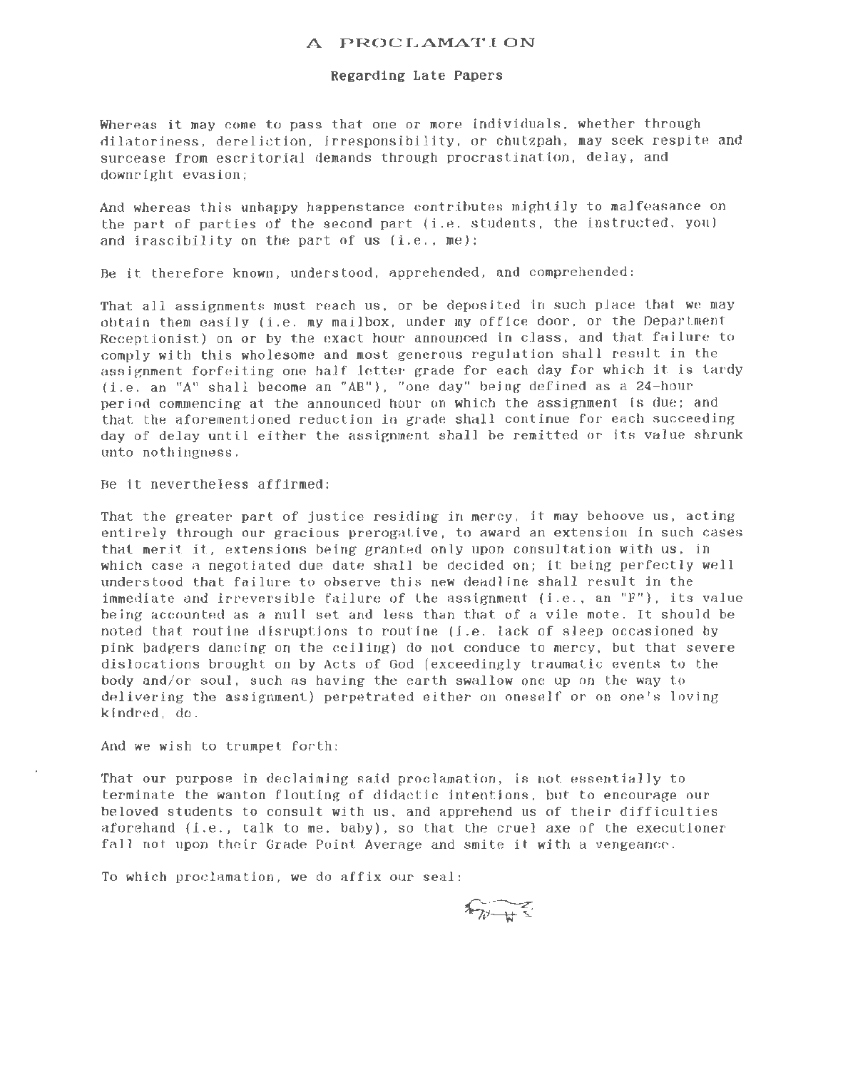# A PROCLAMATION

## Regarding Late Papers

Whereas it may come to pass that one or more individuals, whether through dilatoriness, dereliction, irresponsibility, or chutzpah, may seek respite and surcease from escritorial demands through procrastination, delay, and downright evasion;

And whereas this unhappy happenstance contributes mightily to malfeasance on the part of parties of the second part (i.e. students, the instructed, you) and irascibility on the part of us (i.e., me);

Be it therefore known, understood, apprehended, and comprehended:

That all assignments must reach us, or be deposited in such place that we may obtain them easily (i.e. my mailbox, under my office door, or the Department Receptionist) on or by the exact hour announced in class, and that failure to comply with this wholesome and most generous regulation shall result in the assignment forfeiting one half letter grade for each day for which it is tardy (i.e. an "A" shall become an "AB"), "one day" being defined as a 24-hour period commencing at the announced hour on which the assignment is due; and that the aforementioned reduction in grade shall continue for each succeeding day of delay until either the assignment shall be remitted or its value shrunk unto nothingness.

Be it nevertheless affirmed:

That the greater part of justice residing in mercy, it may behoove us, acting entirely through our gracious prerogative, to award an extension in such cases that merit it, extensions being granted only upon consultation with us, in which case a negotiated due date shall be decided on; it being perfectly well understood that failure to observe this new deadline shall result in the immediate and irreversible failure of the assignment (i.e., an "F"), its value being accounted as a null set and less than that of a vile mote. It should be noted that routine disruptions to routine (i.e. lack of sleep occasioned by pink badgers dancing on the ceiling) do not conduce to mercy, but that severe dislocations brought on by Acts of God (exceedingly traumatic events to the body and/or soul, such as having the earth swallow one up on the way to delivering the assignment) perpetrated either on oneself or on one's loving kindred, do.

And we wish to trumpet forth:

That our purpose in declaiming said proclamation, is not essentially to terminate the wanton flouting of didactic intentions, but to encourage our beloved students to consult with us, and apprehend us of their difficulties aforehand (i.e., talk to me, baby), so that the cruel axe of the executioner fall not upon their Grade Point Average and smite it with a vengeance.

To which proclamation, we do affix our seal: